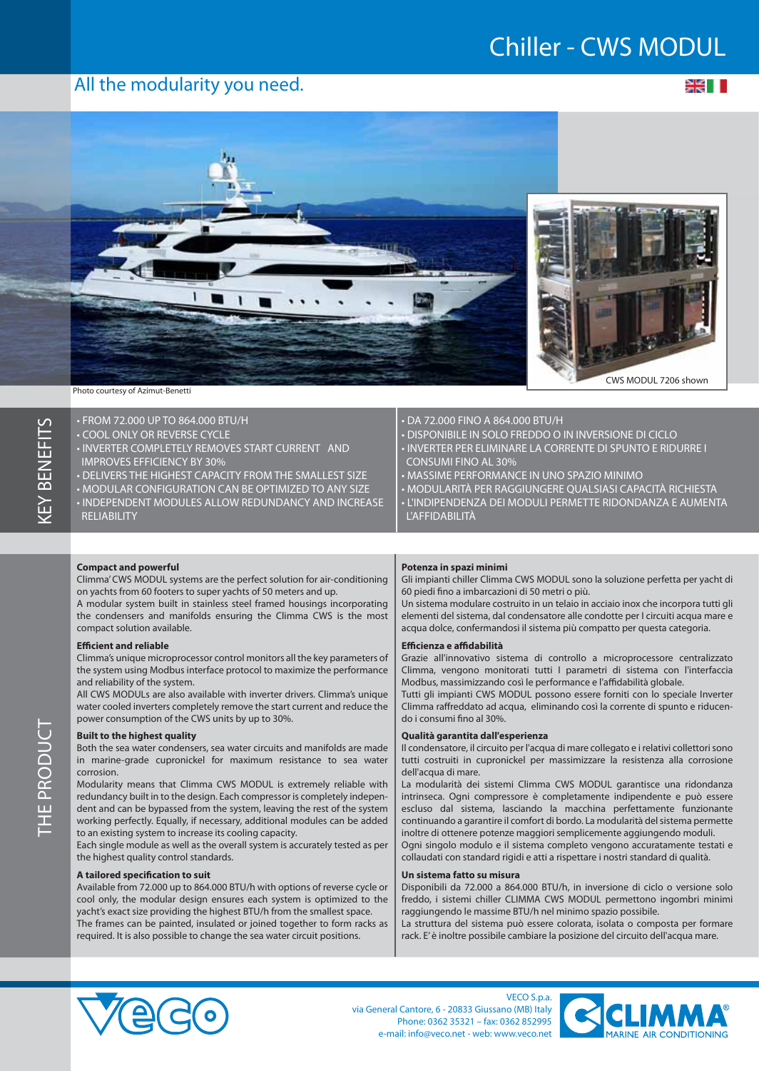# Chiller - CWS MODUL

## All the modularity you need.

Photo courtesy of Azimut-Benetti

CWS MODUL 7206 shown

## KEY BENEFITS

- FROM 72.000 UP TO 864.000 BTU/H
- COOL ONLY OR REVERSE CYCLE
- INVERTER COMPLETELY REMOVES START CURRENT AND IMPROVES EFFICIENCY BY 30%
- DELIVERS THE HIGHEST CAPACITY FROM THE SMALLEST SIZE
- MODULAR CONFIGURATION CAN BE OPTIMIZED TO ANY SIZE
- INDEPENDENT MODULES ALLOW REDUNDANCY AND INCREASE RELIABILITY

- DA 72.000 FINO A 864.000 BTU/H
- DISPONIBILE IN SOLO FREDDO O IN INVERSIONE DI CICLO
- INVERTER PER ELIMINARE LA CORRENTE DI SPUNTO E RIDURRE I CONSUMI FINO AL 30%
- MASSIME PERFORMANCE IN UNO SPAZIO MINIMO
- MODULARITÀ PER RAGGIUNGERE QUALSIASI CAPACITÀ RICHIESTA
- L'INDIPENDENZA DEI MODULI PERMETTE RIDONDANZA E AUMENTA L'AFFIDABILITÀ

## THE PRODUCT

**Compact and powerful**

Climma' CWS MODUL systems are the perfect solution for air-conditioning on yachts from 60 footers to super yachts of 50 meters and up.
A modular system built in stainless steel framed housings incorporating the condensers and manifolds ensuring the Climma CWS is the most compact solution available.

**Efficient and reliable**

Climma's unique microprocessor control monitors all the key parameters of the system using Modbus interface protocol to maximize the performance and reliability of the system.
All CWS MODULs are also available with inverter drivers. Climma's unique water cooled inverters completely remove the start current and reduce the power consumption of the CWS units by up to 30%.

**Built to the highest quality**

Both the sea water condensers, sea water circuits and manifolds are made in marine-grade cupronickel for maximum resistance to sea water corrosion.
Modularity means that Climma CWS MODUL is extremely reliable with redundancy built in to the design. Each compressor is completely independent and can be bypassed from the system, leaving the rest of the system working perfectly. Equally, if necessary, additional modules can be added to an existing system to increase its cooling capacity.
Each single module as well as the overall system is accurately tested as per the highest quality control standards.

**A tailored specification to suit**

Available from 72.000 up to 864.000 BTU/h with options of reverse cycle or cool only, the modular design ensures each system is optimized to the yacht's exact size providing the highest BTU/h from the smallest space.
The frames can be painted, insulated or joined together to form racks as required. It is also possible to change the sea water circuit positions.

**Potenza in spazi minimi**

Gli impianti chiller Climma CWS MODUL sono la soluzione perfetta per yacht di 60 piedi fino a imbarcazioni di 50 metri o più.
Un sistema modulare costruito in un telaio in acciaio inox che incorpora tutti gli elementi del sistema, dal condensatore alle condotte per I circuiti acqua mare e acqua dolce, confermandosi il sistema più compatto per questa categoria.

**Efficienza e affidabilità**

Grazie all'innovativo sistema di controllo a microprocessore centralizzato Climma, vengono monitorati tutti I parametri di sistema con l'interfaccia Modbus, massimizzando così le performance e l'affidabilità globale.
Tutti gli impianti CWS MODUL possono essere forniti con lo speciale Inverter Climma raffreddato ad acqua, eliminando così la corrente di spunto e riducendo i consumi fino al 30%.

**Qualità garantita dall'esperienza**

Il condensatore, il circuito per l'acqua di mare collegato e i relativi collettori sono tutti costruiti in cupronickel per massimizzare la resistenza alla corrosione dell'acqua di mare.
La modularità dei sistemi Climma CWS MODUL garantisce una ridondanza intrinseca. Ogni compressore è completamente indipendente e può essere escluso dal sistema, lasciando la macchina perfettamente funzionante continuando a garantire il comfort di bordo. La modularità del sistema permette inoltre di ottenere potenze maggiori semplicemente aggiungendo moduli.
Ogni singolo modulo e il sistema completo vengono accuratamente testati e collaudati con standard rigidi e atti a rispettare i nostri standard di qualità.

**Un sistema fatto su misura**

Disponibili da 72.000 a 864.000 BTU/h, in inversione di ciclo o versione solo freddo, i sistemi chiller CLIMMA CWS MODUL permettono ingombri minimi raggiungendo le massime BTU/h nel minimo spazio possibile.
La struttura del sistema può essere colorata, isolata o composta per formare rack. E' è inoltre possibile cambiare la posizione del circuito dell'acqua mare.

VECO S.p.a.
via General Cantore, 6 - 20833 Giussano (MB) Italy
Phone: 0362 35321 – fax: 0362 852995
e-mail: info@veco.net - web: www.veco.net

CLIMMA® MARINE AIR CONDITIONING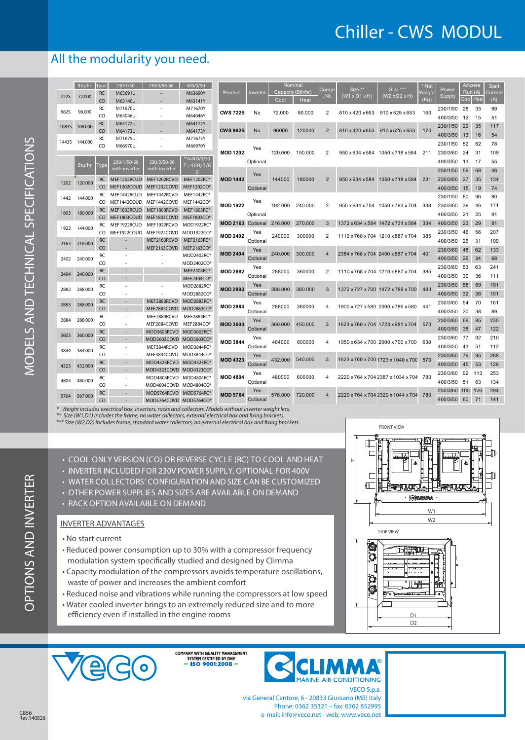# Chiller - CWS MODUL

## All the modularity you need.

MODELS AND TECHNICAL SPECIFICATIONS

| | Btu/hr | Type | 230/1/50 | 230/3/50-60 | 400/3/50 |
|---|---|---|---|---|---|
| 722S | 72.000 | RC | M63691U | - | M63690Y |
| | | CO | M63140U | - | M63141Y |
| 962S | 96.000 | RC | M71670U | - | M71670Y |
| | | CO | M64046U | - | M64046Y |
| 1083S | 108.000 | RC | M64172U | - | M64172Y |
| | | CO | M64173U | - | M64173Y |
| 1443S | 144.000 | RC | M71675U | - | M71675Y |
| | | CO | M66970U | - | M66970Y |

| | Btu/hr | Type | 230/1/50-60 with inverter | 230/3/50-60 with inverter | *Y=400/3/50 Z=460/3/60 |
|---|---|---|---|---|---|
| 1202 | 120.000 | RC | MEF1202RCUD | MEF1202RCVD | MEF1202RC* |
| | | CO | MEF1202COUD | MEF1202COVD | MEF1202CO* |
| 1442 | 144.000 | RC | MEF1442RCUD | MEF1442RCVD | MEF1442RC* |
| | | CO | MEF1442COUD | MEF1442COVD | MEF1442CO* |
| 1803 | 180.000 | RC | MEF1803RCUD | MEF1803RCVD | MEF1803RC* |
| | | CO | MEF1803COUD | MEF1803COVD | MEF1803CO* |
| 1922 | 144.000 | RC | MEF1922RCUD | MEF1922RCVD | MOD1922RC* |
| | | CO | MEF1922COUD | MEF1922COVD | MOD1922CO* |
| 2163 | 216.000 | RC | - | MEF2163RCVD | MEF2163RC* |
| | | CO | - | MEF2163COVD | MEF2163CO* |
| 2402 | 240.000 | RC | - | - | MOD2402RC* |
| | | CO | - | - | MOD2402CO* |
| 2404 | 240.000 | RC | - | - | MEF2404RC* |
| | | CO | - | - | MEF2404CO* |
| 2882 | 288.000 | RC | - | - | MOD2882RC* |
| | | CO | - | - | MOD2882CO* |
| 2883 | 288.000 | RC | - | MEF2883RCVD | MOD2883RC* |
| | | CO | - | MEF2883COVD | MOD2883CO* |
| 2884 | 288.000 | RC | - | MEF2884RCVD | MEF2884RC* |
| | | CO | - | MEF2884COVD | MEF2884CO* |
| 3603 | 360.000 | RC | - | MOD3603RCVD | MOD3603RC* |
| | | CO | - | MOD3603COVD | MOD3603CO* |
| 3844 | 384.000 | RC | - | MEF3844RCVD | MOD3844RC* |
| | | CO | - | MEF3844COVD | MOD3844CO* |
| 4323 | 432.000 | RC | - | MOD4323RCVD | MOD4323RC* |
| | | CO | - | MOD4323COVD | MOD4323CO* |
| 4804 | 480.000 | RC | - | MOD4804RCVD | MOD4804RC* |
| | | CO | - | MOD4804COVD | MOD4804CO* |
| 5764 | 567.000 | RC | - | MOD5764RCVD | MOD5764RC* |
| | | CO | - | MOD5764COVD | MOD5764CO* |

| Product | Inverter | Nominal Capacity (Bth/hr) Cool | Heat | Compr. Nr. | Size ** (W1 x D1 x H) | Size *** (W2 x D2 x H) | * Net Weight (Kg) | Power Supply | Ampere Run (A) Cool | Heat | Start Current (A) |
|---|---|---|---|---|---|---|---|---|---|---|---|
| CWS 722S | No | 72.000 | 90.000 | 2 | 810 x 420 x 653 | 910 x 525 x 653 | 160 | 230/1/50 | 28 | 33 | 99 |
| | | | | | | | | 400/3/50 | 12 | 15 | 51 |
| CWS 962S | No | 96000 | 120000 | 2 | 810 x 420 x 653 | 910 x 525 x 653 | 170 | 230/1/50 | 29 | 35 | 117 |
| | | | | | | | | 400/3/50 | 13 | 16 | 54 |
| MOD 1202 | Yes | 120.000 | 150.000 | 2 | 950 x 634 x 584 | 1050 x 718 x 584 | 211 | 230/1/50 | 52 | 62 | 78 |
| | | | | | | | | 230/3/60 | 24 | 31 | 109 |
| | Optional | | | | | | | 400/3/50 | 13 | 17 | 55 |
| MOD 1442 | Yes | 144000 | 180000 | 2 | 950 x 634 x 584 | 1050 x 718 x 584 | 231 | 230/1/50 | 56 | 68 | 46 |
| | | | | | | | | 230/3/60 | 27 | 35 | 134 |
| | Optional | | | | | | | 400/3/50 | 15 | 19 | 74 |
| MOD 1922 | Yes | 192.000 | 240.000 | 2 | 950 x 634 x 704 | 1050 x 793 x 704 | 338 | 230/1/50 | 80 | 96 | 80 |
| | | | | | | | | 230/3/60 | 39 | 46 | 171 |
| | Optional | | | | | | | 400/3/50 | 21 | 25 | 91 |
| MOD 2163 | Optional | 216.000 | 270.000 | 3 | 1372 x 634 x 584 | 1472 x 731 x 584 | 334 | 400/3/50 | 23 | 29 | 81 |
| MOD 2402 | Yes | 240000 | 300000 | 2 | 1110 x 768 x 704 | 1210 x 887 x 704 | 385 | 230/3/50 | 46 | 56 | 207 |
| | Optional | | | | | | | 400/3/50 | 26 | 31 | 109 |
| MOD 2404 | Yes | 240.000 | 300.000 | 4 | 2384 x 768 x 704 | 2400 x 887 x 704 | 401 | 230/3/60 | 48 | 62 | 133 |
| | Optional | | | | | | | 400/3/50 | 26 | 34 | 68 |
| MOD 2882 | Yes | 288000 | 360000 | 2 | 1110 x 768 x 704 | 1210 x 887 x 704 | 385 | 230/3/60 | 53 | 63 | 241 |
| | Optional | | | | | | | 400/3/50 | 30 | 36 | 111 |
| MOD 2883 | Yes | 288.000 | 360.000 | 3 | 1372 x 727 x 700 | 1472 x 789 x 700 | 493 | 230/3/50 | 58 | 69 | 191 |
| | Optional | | | | | | | 400/3/50 | 32 | 38 | 101 |
| MOD 2884 | Yes | 288000 | 360000 | 4 | 1900 x 727 x 580 | 2000 x 786 x 580 | 441 | 230/3/60 | 54 | 70 | 161 |
| | Optional | | | | | | | 400/3/50 | 30 | 38 | 89 |
| MOD 3603 | Yes | 360.000 | 450.000 | 3 | 1623 x 760 x 704 | 1723 x 981 x 704 | 570 | 230/3/60 | 69 | 85 | 230 |
| | Optional | | | | | | | 400/3/50 | 38 | 47 | 122 |
| MOD 3844 | Yes | 484000 | 600000 | 4 | 1950 x 634 x 700 | 2000 x 700 x 700 | 638 | 230/3/60 | 77 | 92 | 210 |
| | Optional | | | | | | | 400/3/50 | 43 | 51 | 112 |
| MOD 4323 | Yes | 432.000 | 540.000 | 3 | 1623 x 760 x 700 | 1723 x 1040 x 700 | 570 | 230/3/60 | 79 | 95 | 268 |
| | Optional | | | | | | | 400/3/50 | 45 | 53 | 126 |
| MOD 4804 | Yes | 480000 | 600000 | 4 | 2220 x 764 x 704 | 2387 x 1034 x 704 | 780 | 230/3/60 | 92 | 113 | 253 |
| | Optional | | | | | | | 400/3/50 | 51 | 63 | 134 |
| MOD 5764 | Yes | 576.000 | 720.000 | 4 | 2220 x 764 x 704 | 2320 x 1044 x 704 | 780 | 230/3/60 | 105 | 126 | 294 |
| | Optional | | | | | | | 400/3/50 | 60 | 71 | 141 |

*\* Weight includes exectrical box, inverters, racks and collectors. Models without inverter weight less.*
*\*\* Size (W1,D1) includes the frame, no water collectors, external electrical box and fixing brackets.*
*\*\*\* Size (W2,D2) includes frame, standard water collectors, no external electrical box and fixing brackets.*

FRONT VIEW

H

W1

W2

SIDE VIEW

D1

D2

OPTIONS AND INVERTER

- COOL ONLY VERSION (CO) OR REVERSE CYCLE (RC) TO COOL AND HEAT
- INVERTER INCLUDED FOR 230V POWER SUPPLY, OPTIONAL FOR 400V
- WATER COLLECTORS' CONFIGURATION AND SIZE CAN BE CUSTOMIZED
- OTHER POWER SUPPLIES AND SIZES ARE AVAILABLE ON DEMAND
- RACK OPTION AVAILABLE ON DEMAND

INVERTER ADVANTAGES

- No start current
- Reduced power consumption up to 30% with a compressor frequency modulation system specifically studied and designed by Climma
- Capacity modulation of the compressors avoids temperature oscillations, waste of power and increases the ambient comfort
- Reduced noise and vibrations while running the compressors at low speed
- Water cooled inverter brings to an extremely reduced size and to more efficiency even if installed in the engine rooms

COMPANY WITH QUALITY MANAGEMENT SYSTEM CERTIFIED BY DNV = ISO 9001:2008 =

CLIMMA® MARINE AIR CONDITIONING

VECO S.p.a.
via General Cantore, 6 - 20833 Giussano (MB) Italy
Phone: 0362 35321 – fax: 0362 852995
e-mail: info@veco.net - web: www.veco.net

C856
Rev.140826